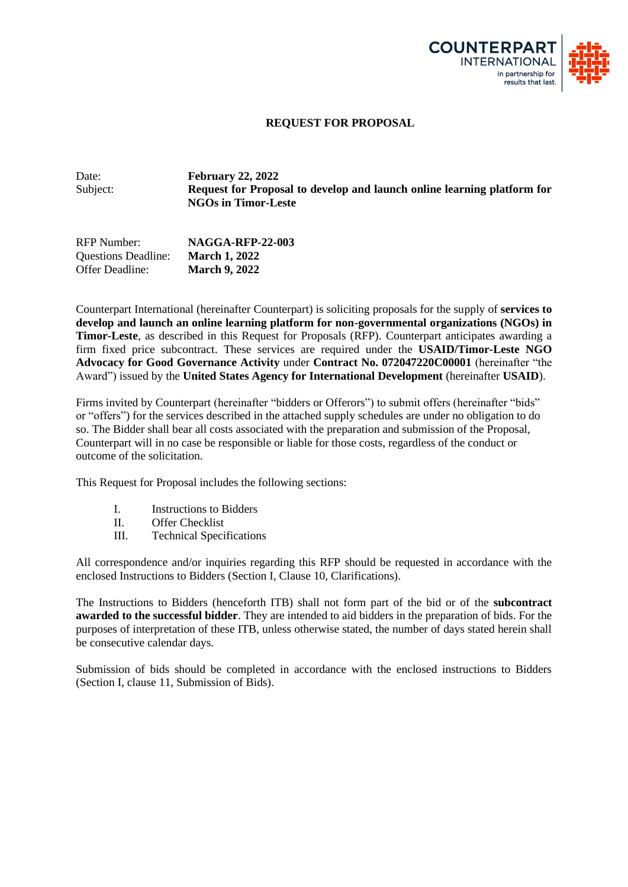COUNTERPART INTERNATIONAL
In partnership for results that last.

# REQUEST FOR PROPOSAL

| | |
|---|---|
| Date: | **February 22, 2022** |
| Subject: | **Request for Proposal to develop and launch online learning platform for NGOs in Timor-Leste** |

| | |
|---|---|
| RFP Number: | **NAGGA-RFP-22-003** |
| Questions Deadline: | **March 1, 2022** |
| Offer Deadline: | **March 9, 2022** |

Counterpart International (hereinafter Counterpart) is soliciting proposals for the supply of **services to develop and launch an online learning platform for non-governmental organizations (NGOs) in Timor-Leste**, as described in this Request for Proposals (RFP). Counterpart anticipates awarding a firm fixed price subcontract. These services are required under the **USAID/Timor-Leste NGO Advocacy for Good Governance Activity** under **Contract No. 072047220C00001** (hereinafter "the Award") issued by the **United States Agency for International Development** (hereinafter **USAID**).

Firms invited by Counterpart (hereinafter "bidders or Offerors") to submit offers (hereinafter "bids" or "offers") for the services described in the attached supply schedules are under no obligation to do so. The Bidder shall bear all costs associated with the preparation and submission of the Proposal, Counterpart will in no case be responsible or liable for those costs, regardless of the conduct or outcome of the solicitation.

This Request for Proposal includes the following sections:

- I. Instructions to Bidders
- II. Offer Checklist
- III. Technical Specifications

All correspondence and/or inquiries regarding this RFP should be requested in accordance with the enclosed Instructions to Bidders (Section I, Clause 10, Clarifications).

The Instructions to Bidders (henceforth ITB) shall not form part of the bid or of the **subcontract awarded to the successful bidder**. They are intended to aid bidders in the preparation of bids. For the purposes of interpretation of these ITB, unless otherwise stated, the number of days stated herein shall be consecutive calendar days.

Submission of bids should be completed in accordance with the enclosed instructions to Bidders (Section I, clause 11, Submission of Bids).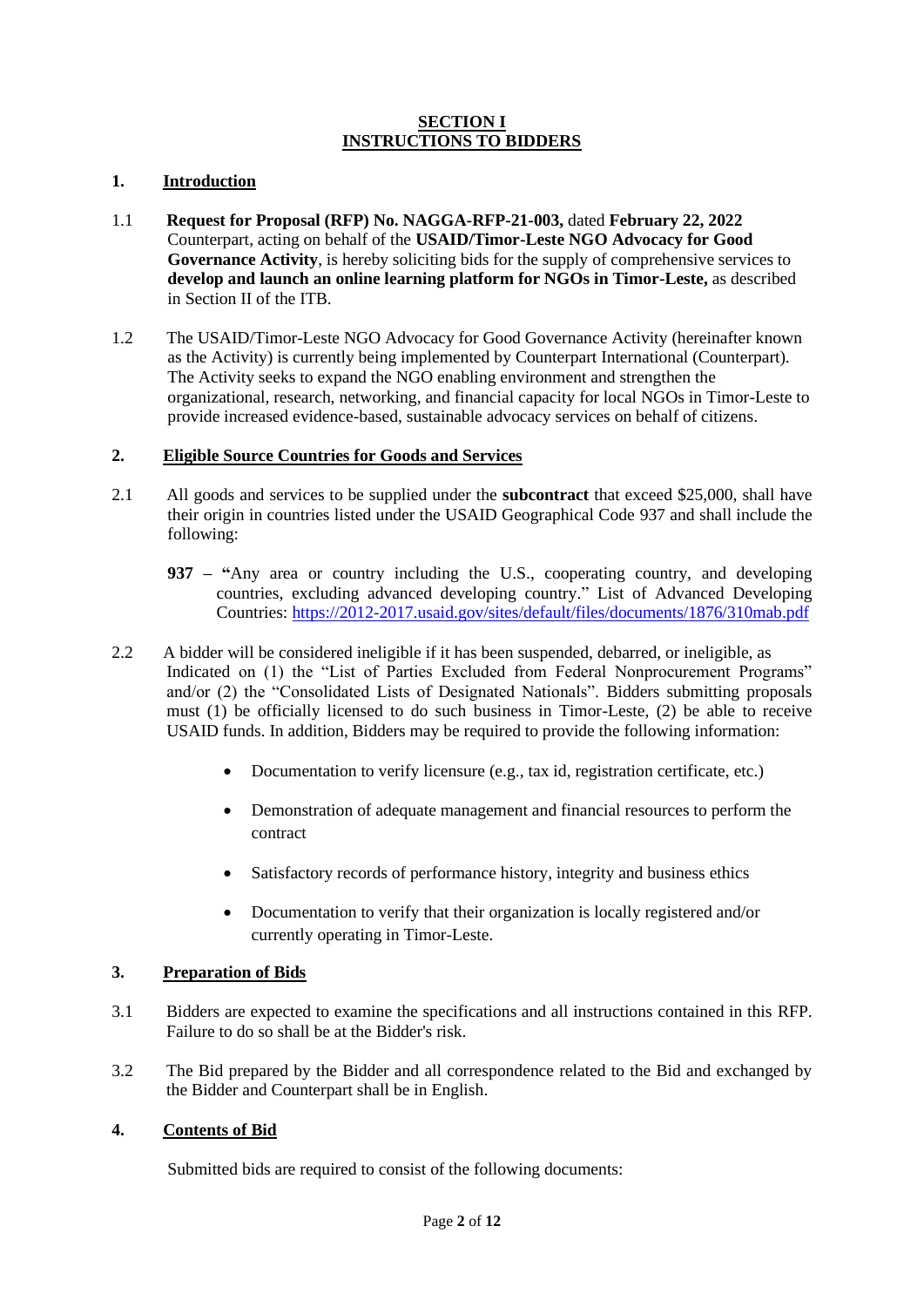# SECTION I
# INSTRUCTIONS TO BIDDERS

## 1. Introduction

1.1 **Request for Proposal (RFP) No. NAGGA-RFP-21-003,** dated **February 22, 2022** Counterpart, acting on behalf of the **USAID/Timor-Leste NGO Advocacy for Good Governance Activity**, is hereby soliciting bids for the supply of comprehensive services to **develop and launch an online learning platform for NGOs in Timor-Leste,** as described in Section II of the ITB.

1.2 The USAID/Timor-Leste NGO Advocacy for Good Governance Activity (hereinafter known as the Activity) is currently being implemented by Counterpart International (Counterpart). The Activity seeks to expand the NGO enabling environment and strengthen the organizational, research, networking, and financial capacity for local NGOs in Timor-Leste to provide increased evidence-based, sustainable advocacy services on behalf of citizens.

## 2. Eligible Source Countries for Goods and Services

2.1 All goods and services to be supplied under the **subcontract** that exceed $25,000, shall have their origin in countries listed under the USAID Geographical Code 937 and shall include the following:

**937 – "**Any area or country including the U.S., cooperating country, and developing countries, excluding advanced developing country." List of Advanced Developing Countries: https://2012-2017.usaid.gov/sites/default/files/documents/1876/310mab.pdf

2.2 A bidder will be considered ineligible if it has been suspended, debarred, or ineligible, as Indicated on (1) the "List of Parties Excluded from Federal Nonprocurement Programs" and/or (2) the "Consolidated Lists of Designated Nationals". Bidders submitting proposals must (1) be officially licensed to do such business in Timor-Leste, (2) be able to receive USAID funds. In addition, Bidders may be required to provide the following information:

- Documentation to verify licensure (e.g., tax id, registration certificate, etc.)
- Demonstration of adequate management and financial resources to perform the contract
- Satisfactory records of performance history, integrity and business ethics
- Documentation to verify that their organization is locally registered and/or currently operating in Timor-Leste.

## 3. Preparation of Bids

3.1 Bidders are expected to examine the specifications and all instructions contained in this RFP. Failure to do so shall be at the Bidder's risk.

3.2 The Bid prepared by the Bidder and all correspondence related to the Bid and exchanged by the Bidder and Counterpart shall be in English.

## 4. Contents of Bid

Submitted bids are required to consist of the following documents: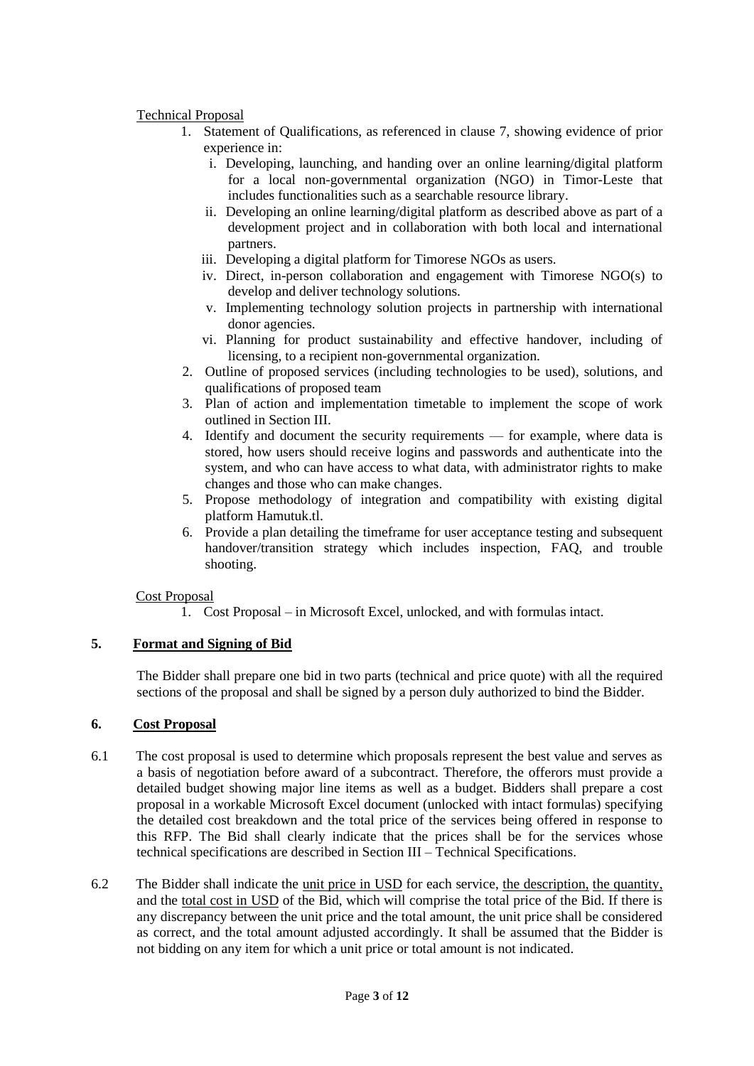Technical Proposal

1. Statement of Qualifications, as referenced in clause 7, showing evidence of prior experience in:
   - i. Developing, launching, and handing over an online learning/digital platform for a local non-governmental organization (NGO) in Timor-Leste that includes functionalities such as a searchable resource library.
   - ii. Developing an online learning/digital platform as described above as part of a development project and in collaboration with both local and international partners.
   - iii. Developing a digital platform for Timorese NGOs as users.
   - iv. Direct, in-person collaboration and engagement with Timorese NGO(s) to develop and deliver technology solutions.
   - v. Implementing technology solution projects in partnership with international donor agencies.
   - vi. Planning for product sustainability and effective handover, including of licensing, to a recipient non-governmental organization.
2. Outline of proposed services (including technologies to be used), solutions, and qualifications of proposed team
3. Plan of action and implementation timetable to implement the scope of work outlined in Section III.
4. Identify and document the security requirements — for example, where data is stored, how users should receive logins and passwords and authenticate into the system, and who can have access to what data, with administrator rights to make changes and those who can make changes.
5. Propose methodology of integration and compatibility with existing digital platform Hamutuk.tl.
6. Provide a plan detailing the timeframe for user acceptance testing and subsequent handover/transition strategy which includes inspection, FAQ, and trouble shooting.

Cost Proposal

1. Cost Proposal – in Microsoft Excel, unlocked, and with formulas intact.

## 5. Format and Signing of Bid

The Bidder shall prepare one bid in two parts (technical and price quote) with all the required sections of the proposal and shall be signed by a person duly authorized to bind the Bidder.

## 6. Cost Proposal

6.1 The cost proposal is used to determine which proposals represent the best value and serves as a basis of negotiation before award of a subcontract. Therefore, the offerors must provide a detailed budget showing major line items as well as a budget. Bidders shall prepare a cost proposal in a workable Microsoft Excel document (unlocked with intact formulas) specifying the detailed cost breakdown and the total price of the services being offered in response to this RFP. The Bid shall clearly indicate that the prices shall be for the services whose technical specifications are described in Section III – Technical Specifications.

6.2 The Bidder shall indicate the unit price in USD for each service, the description, the quantity, and the total cost in USD of the Bid, which will comprise the total price of the Bid. If there is any discrepancy between the unit price and the total amount, the unit price shall be considered as correct, and the total amount adjusted accordingly. It shall be assumed that the Bidder is not bidding on any item for which a unit price or total amount is not indicated.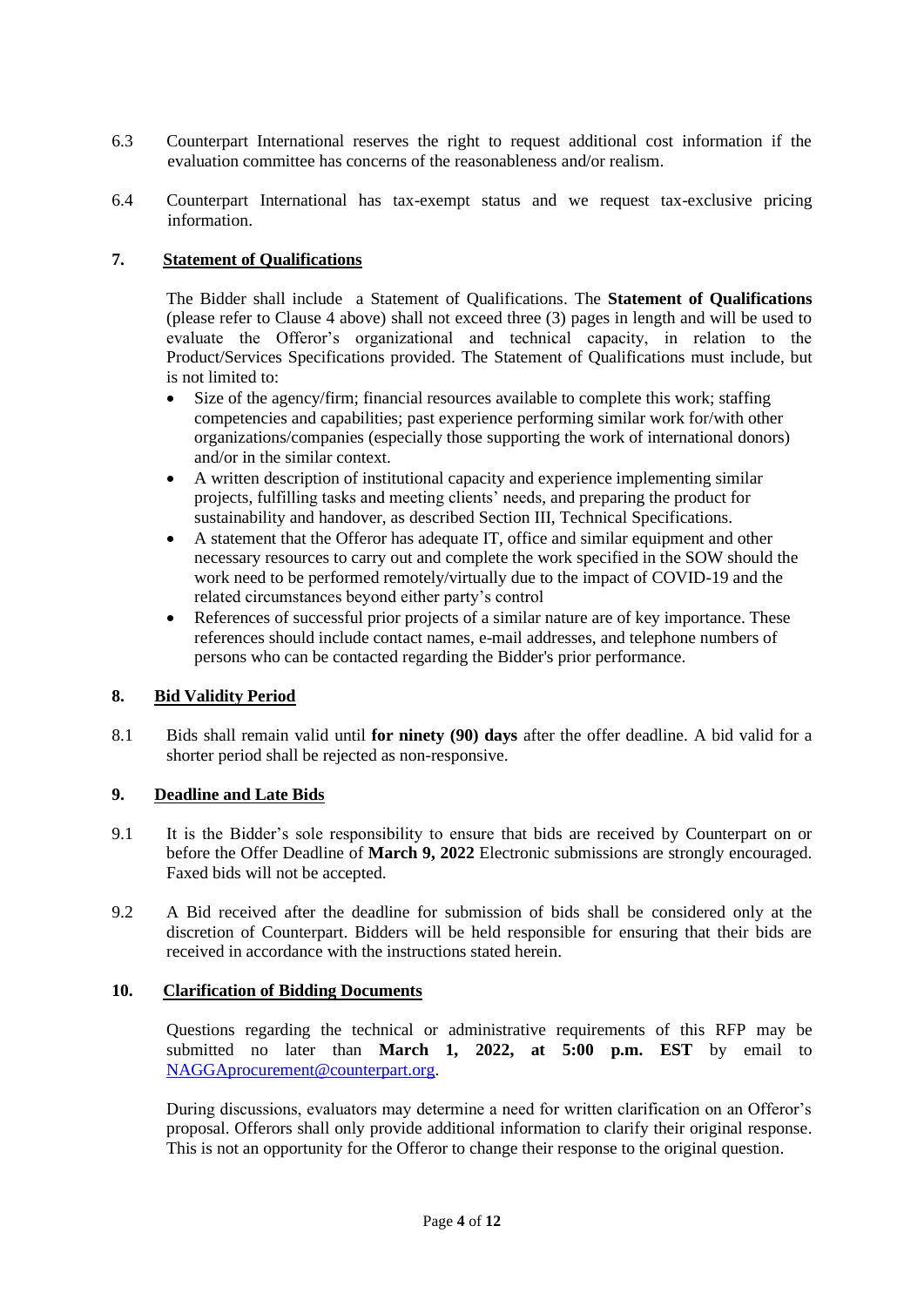6.3 Counterpart International reserves the right to request additional cost information if the evaluation committee has concerns of the reasonableness and/or realism.

6.4 Counterpart International has tax-exempt status and we request tax-exclusive pricing information.

## 7. Statement of Qualifications

The Bidder shall include a Statement of Qualifications. The **Statement of Qualifications** (please refer to Clause 4 above) shall not exceed three (3) pages in length and will be used to evaluate the Offeror's organizational and technical capacity, in relation to the Product/Services Specifications provided. The Statement of Qualifications must include, but is not limited to:

- Size of the agency/firm; financial resources available to complete this work; staffing competencies and capabilities; past experience performing similar work for/with other organizations/companies (especially those supporting the work of international donors) and/or in the similar context.
- A written description of institutional capacity and experience implementing similar projects, fulfilling tasks and meeting clients' needs, and preparing the product for sustainability and handover, as described Section III, Technical Specifications.
- A statement that the Offeror has adequate IT, office and similar equipment and other necessary resources to carry out and complete the work specified in the SOW should the work need to be performed remotely/virtually due to the impact of COVID-19 and the related circumstances beyond either party's control
- References of successful prior projects of a similar nature are of key importance. These references should include contact names, e-mail addresses, and telephone numbers of persons who can be contacted regarding the Bidder's prior performance.

## 8. Bid Validity Period

8.1 Bids shall remain valid until **for ninety (90) days** after the offer deadline. A bid valid for a shorter period shall be rejected as non-responsive.

## 9. Deadline and Late Bids

9.1 It is the Bidder's sole responsibility to ensure that bids are received by Counterpart on or before the Offer Deadline of **March 9, 2022** Electronic submissions are strongly encouraged. Faxed bids will not be accepted.

9.2 A Bid received after the deadline for submission of bids shall be considered only at the discretion of Counterpart. Bidders will be held responsible for ensuring that their bids are received in accordance with the instructions stated herein.

## 10. Clarification of Bidding Documents

Questions regarding the technical or administrative requirements of this RFP may be submitted no later than **March 1, 2022, at 5:00 p.m. EST** by email to NAGGAprocurement@counterpart.org.

During discussions, evaluators may determine a need for written clarification on an Offeror's proposal. Offerors shall only provide additional information to clarify their original response. This is not an opportunity for the Offeror to change their response to the original question.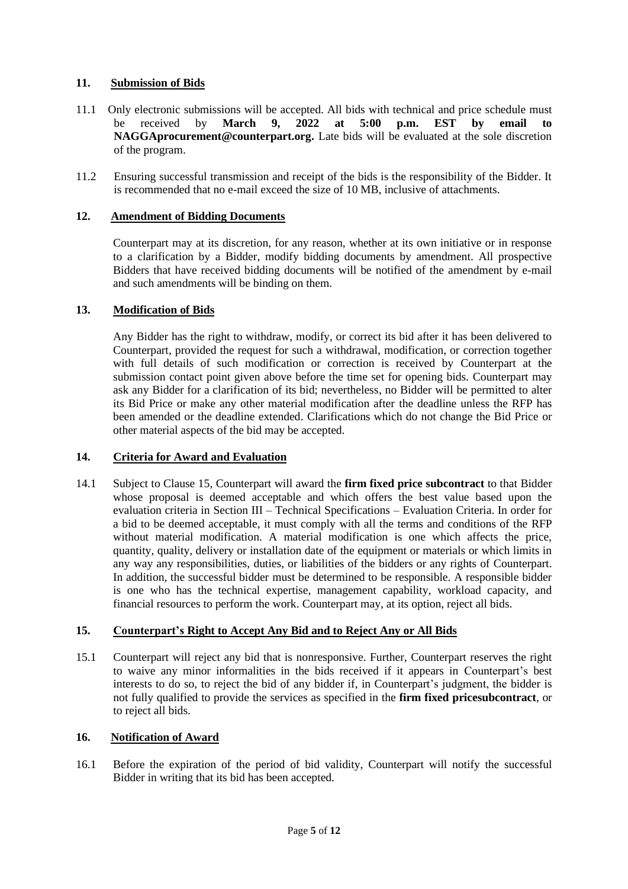## 11. Submission of Bids

11.1 Only electronic submissions will be accepted. All bids with technical and price schedule must be received by **March 9, 2022 at 5:00 p.m. EST by email to NAGGAprocurement@counterpart.org.** Late bids will be evaluated at the sole discretion of the program.

11.2 Ensuring successful transmission and receipt of the bids is the responsibility of the Bidder. It is recommended that no e-mail exceed the size of 10 MB, inclusive of attachments.

## 12. Amendment of Bidding Documents

Counterpart may at its discretion, for any reason, whether at its own initiative or in response to a clarification by a Bidder, modify bidding documents by amendment. All prospective Bidders that have received bidding documents will be notified of the amendment by e-mail and such amendments will be binding on them.

## 13. Modification of Bids

Any Bidder has the right to withdraw, modify, or correct its bid after it has been delivered to Counterpart, provided the request for such a withdrawal, modification, or correction together with full details of such modification or correction is received by Counterpart at the submission contact point given above before the time set for opening bids. Counterpart may ask any Bidder for a clarification of its bid; nevertheless, no Bidder will be permitted to alter its Bid Price or make any other material modification after the deadline unless the RFP has been amended or the deadline extended. Clarifications which do not change the Bid Price or other material aspects of the bid may be accepted.

## 14. Criteria for Award and Evaluation

14.1 Subject to Clause 15, Counterpart will award the **firm fixed price subcontract** to that Bidder whose proposal is deemed acceptable and which offers the best value based upon the evaluation criteria in Section III – Technical Specifications – Evaluation Criteria. In order for a bid to be deemed acceptable, it must comply with all the terms and conditions of the RFP without material modification. A material modification is one which affects the price, quantity, quality, delivery or installation date of the equipment or materials or which limits in any way any responsibilities, duties, or liabilities of the bidders or any rights of Counterpart. In addition, the successful bidder must be determined to be responsible. A responsible bidder is one who has the technical expertise, management capability, workload capacity, and financial resources to perform the work. Counterpart may, at its option, reject all bids.

## 15. Counterpart's Right to Accept Any Bid and to Reject Any or All Bids

15.1 Counterpart will reject any bid that is nonresponsive. Further, Counterpart reserves the right to waive any minor informalities in the bids received if it appears in Counterpart's best interests to do so, to reject the bid of any bidder if, in Counterpart's judgment, the bidder is not fully qualified to provide the services as specified in the **firm fixed pricesubcontract**, or to reject all bids.

## 16. Notification of Award

16.1 Before the expiration of the period of bid validity, Counterpart will notify the successful Bidder in writing that its bid has been accepted.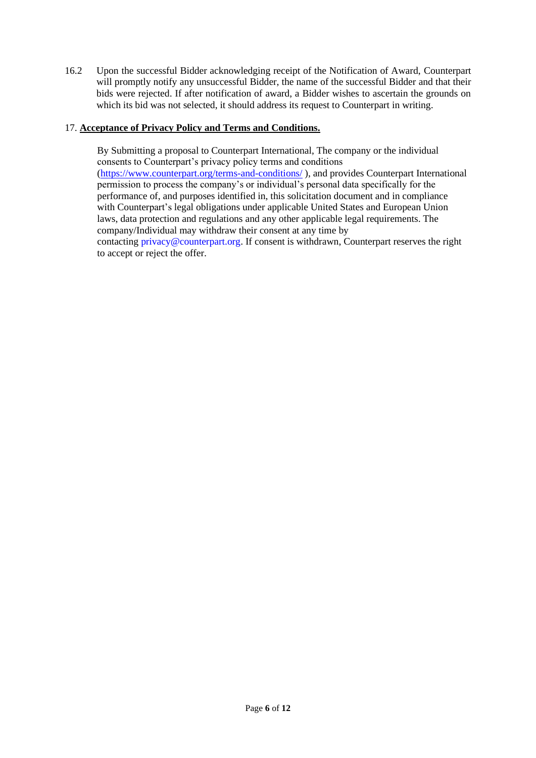16.2 Upon the successful Bidder acknowledging receipt of the Notification of Award, Counterpart will promptly notify any unsuccessful Bidder, the name of the successful Bidder and that their bids were rejected. If after notification of award, a Bidder wishes to ascertain the grounds on which its bid was not selected, it should address its request to Counterpart in writing.

17. **Acceptance of Privacy Policy and Terms and Conditions.**

By Submitting a proposal to Counterpart International, The company or the individual consents to Counterpart's privacy policy terms and conditions (https://www.counterpart.org/terms-and-conditions/ ), and provides Counterpart International permission to process the company's or individual's personal data specifically for the performance of, and purposes identified in, this solicitation document and in compliance with Counterpart's legal obligations under applicable United States and European Union laws, data protection and regulations and any other applicable legal requirements. The company/Individual may withdraw their consent at any time by contacting privacy@counterpart.org. If consent is withdrawn, Counterpart reserves the right to accept or reject the offer.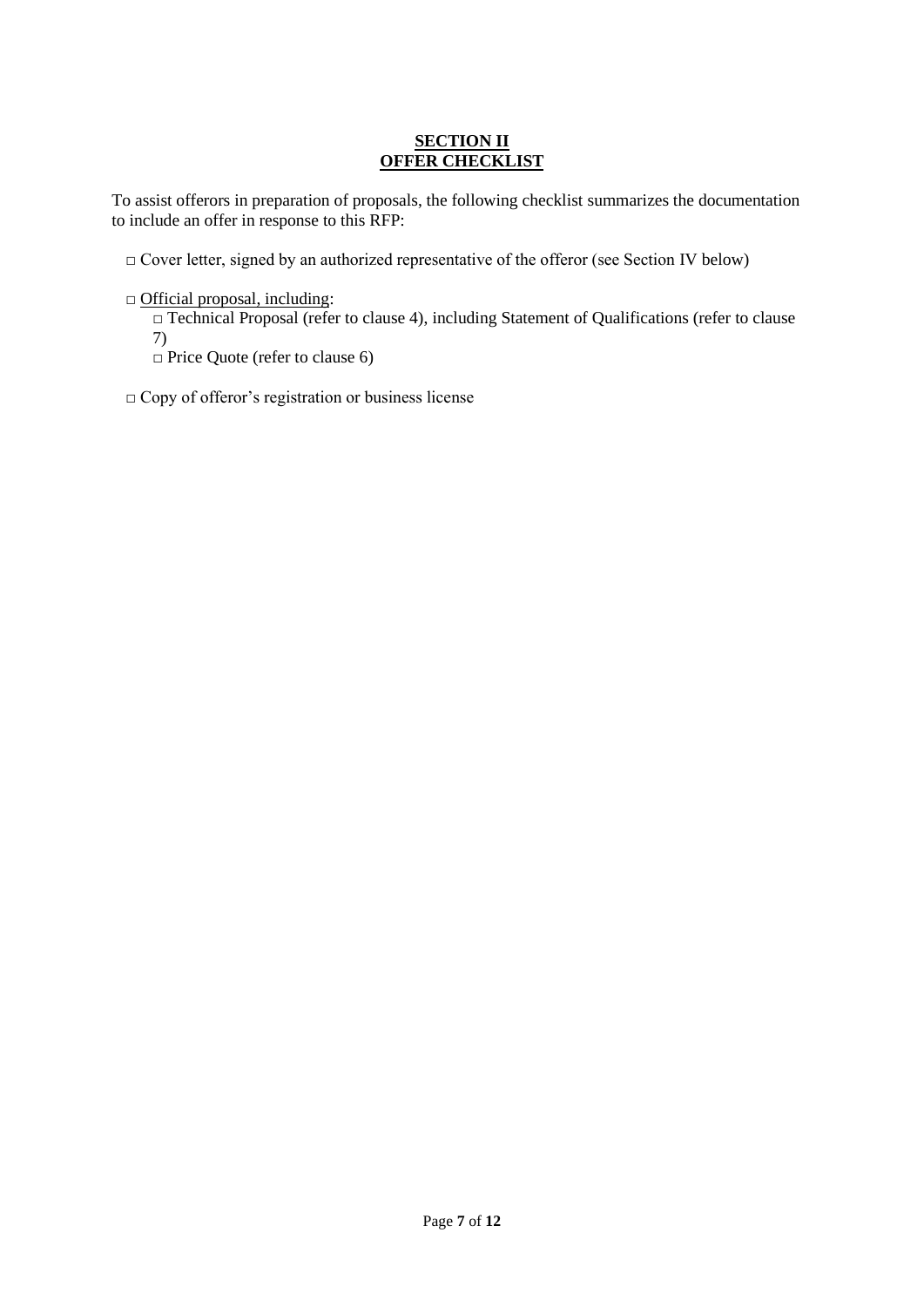## SECTION II
## OFFER CHECKLIST

To assist offerors in preparation of proposals, the following checklist summarizes the documentation to include an offer in response to this RFP:

□ Cover letter, signed by an authorized representative of the offeror (see Section IV below)

□ Official proposal, including:

□ Technical Proposal (refer to clause 4), including Statement of Qualifications (refer to clause 7)

□ Price Quote (refer to clause 6)

□ Copy of offeror's registration or business license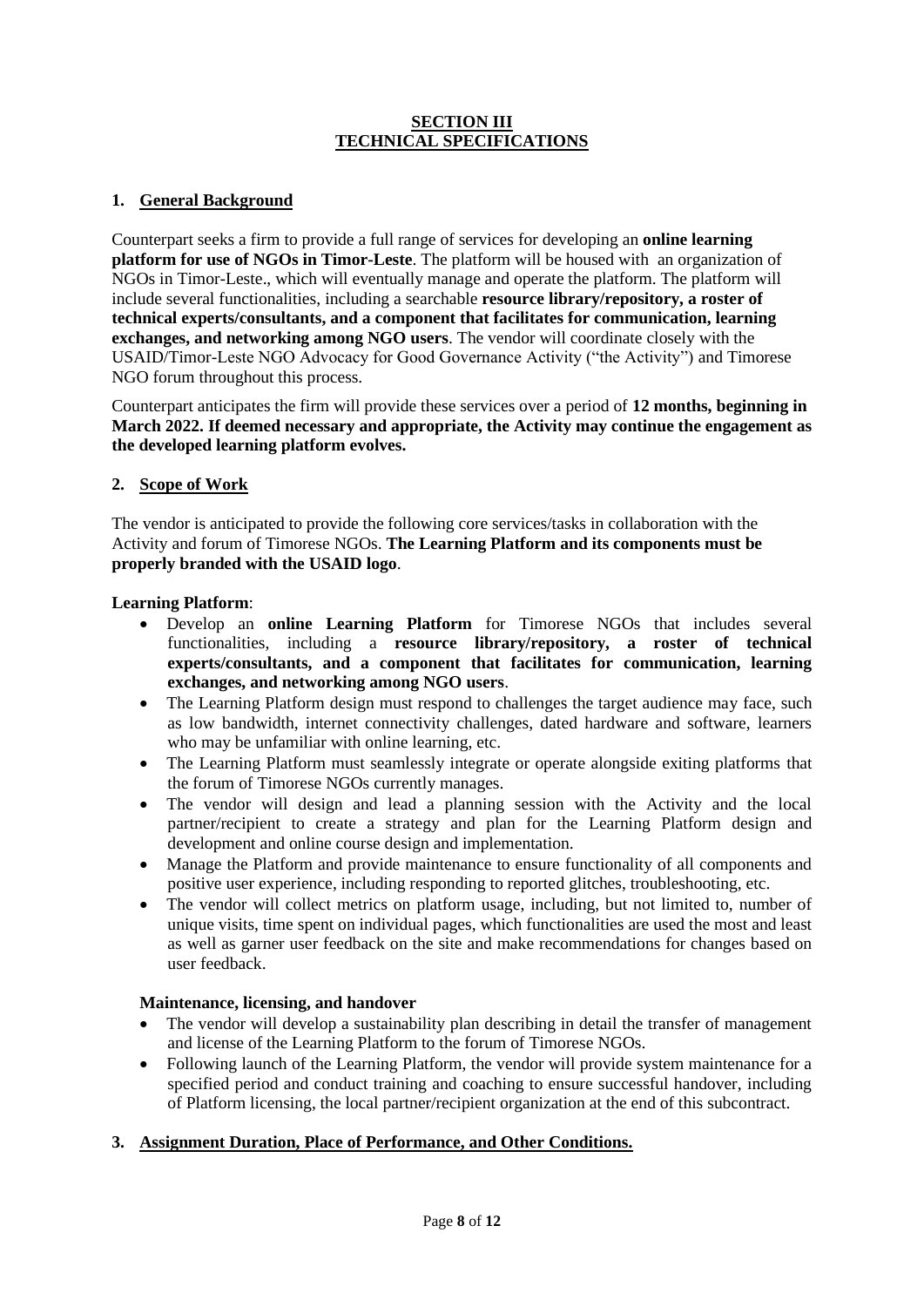# SECTION III
# TECHNICAL SPECIFICATIONS

## 1. General Background

Counterpart seeks a firm to provide a full range of services for developing an **online learning platform for use of NGOs in Timor-Leste**. The platform will be housed with an organization of NGOs in Timor-Leste., which will eventually manage and operate the platform. The platform will include several functionalities, including a searchable **resource library/repository, a roster of technical experts/consultants, and a component that facilitates for communication, learning exchanges, and networking among NGO users**. The vendor will coordinate closely with the USAID/Timor-Leste NGO Advocacy for Good Governance Activity ("the Activity") and Timorese NGO forum throughout this process.

Counterpart anticipates the firm will provide these services over a period of **12 months, beginning in March 2022. If deemed necessary and appropriate, the Activity may continue the engagement as the developed learning platform evolves.**

## 2. Scope of Work

The vendor is anticipated to provide the following core services/tasks in collaboration with the Activity and forum of Timorese NGOs. **The Learning Platform and its components must be properly branded with the USAID logo**.

**Learning Platform**:

- Develop an **online Learning Platform** for Timorese NGOs that includes several functionalities, including a **resource library/repository, a roster of technical experts/consultants, and a component that facilitates for communication, learning exchanges, and networking among NGO users**.
- The Learning Platform design must respond to challenges the target audience may face, such as low bandwidth, internet connectivity challenges, dated hardware and software, learners who may be unfamiliar with online learning, etc.
- The Learning Platform must seamlessly integrate or operate alongside exiting platforms that the forum of Timorese NGOs currently manages.
- The vendor will design and lead a planning session with the Activity and the local partner/recipient to create a strategy and plan for the Learning Platform design and development and online course design and implementation.
- Manage the Platform and provide maintenance to ensure functionality of all components and positive user experience, including responding to reported glitches, troubleshooting, etc.
- The vendor will collect metrics on platform usage, including, but not limited to, number of unique visits, time spent on individual pages, which functionalities are used the most and least as well as garner user feedback on the site and make recommendations for changes based on user feedback.

**Maintenance, licensing, and handover**

- The vendor will develop a sustainability plan describing in detail the transfer of management and license of the Learning Platform to the forum of Timorese NGOs.
- Following launch of the Learning Platform, the vendor will provide system maintenance for a specified period and conduct training and coaching to ensure successful handover, including of Platform licensing, the local partner/recipient organization at the end of this subcontract.

## 3. Assignment Duration, Place of Performance, and Other Conditions.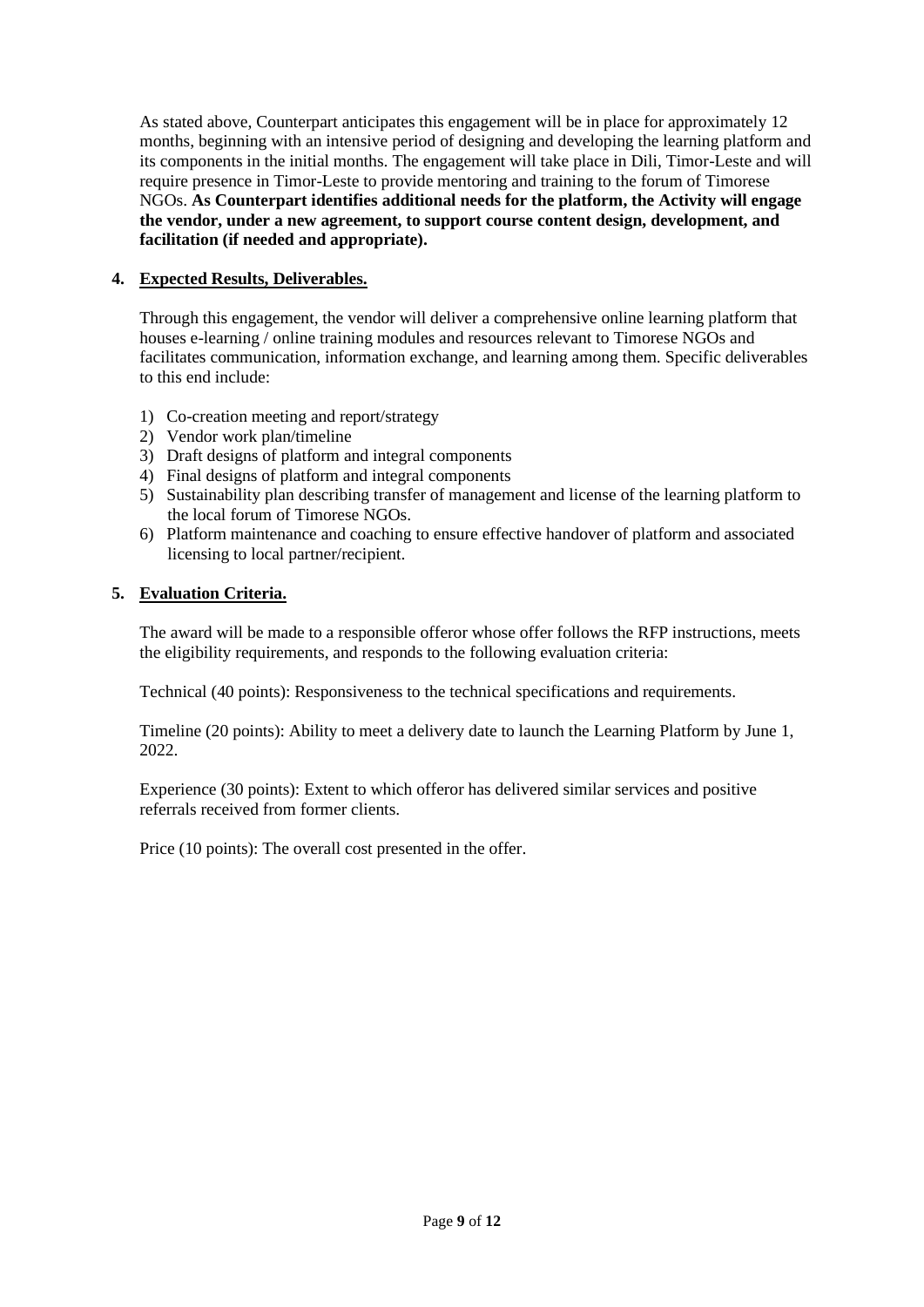As stated above, Counterpart anticipates this engagement will be in place for approximately 12 months, beginning with an intensive period of designing and developing the learning platform and its components in the initial months. The engagement will take place in Dili, Timor-Leste and will require presence in Timor-Leste to provide mentoring and training to the forum of Timorese NGOs. **As Counterpart identifies additional needs for the platform, the Activity will engage the vendor, under a new agreement, to support course content design, development, and facilitation (if needed and appropriate).**

**4. Expected Results, Deliverables.**

Through this engagement, the vendor will deliver a comprehensive online learning platform that houses e-learning / online training modules and resources relevant to Timorese NGOs and facilitates communication, information exchange, and learning among them. Specific deliverables to this end include:

1) Co-creation meeting and report/strategy
2) Vendor work plan/timeline
3) Draft designs of platform and integral components
4) Final designs of platform and integral components
5) Sustainability plan describing transfer of management and license of the learning platform to the local forum of Timorese NGOs.
6) Platform maintenance and coaching to ensure effective handover of platform and associated licensing to local partner/recipient.

**5. Evaluation Criteria.**

The award will be made to a responsible offeror whose offer follows the RFP instructions, meets the eligibility requirements, and responds to the following evaluation criteria:

Technical (40 points): Responsiveness to the technical specifications and requirements.

Timeline (20 points): Ability to meet a delivery date to launch the Learning Platform by June 1, 2022.

Experience (30 points): Extent to which offeror has delivered similar services and positive referrals received from former clients.

Price (10 points): The overall cost presented in the offer.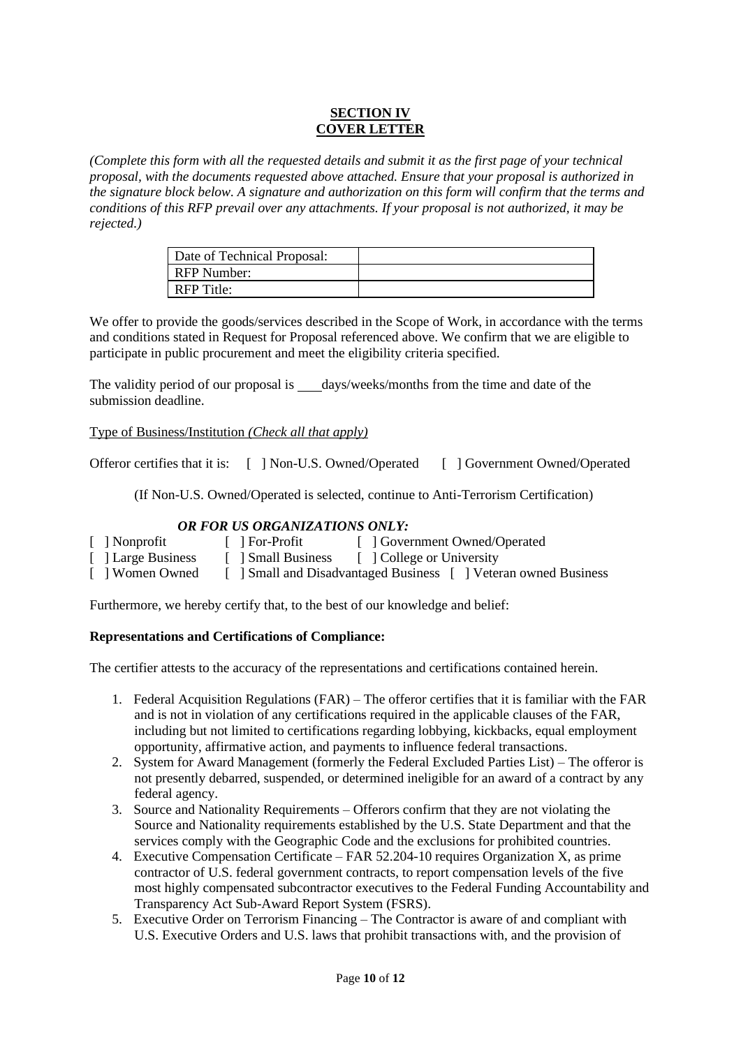## SECTION IV
## COVER LETTER

*(Complete this form with all the requested details and submit it as the first page of your technical proposal, with the documents requested above attached. Ensure that your proposal is authorized in the signature block below. A signature and authorization on this form will confirm that the terms and conditions of this RFP prevail over any attachments. If your proposal is not authorized, it may be rejected.)*

| Date of Technical Proposal: | |
|---|---|
| RFP Number: | |
| RFP Title: | |

We offer to provide the goods/services described in the Scope of Work, in accordance with the terms and conditions stated in Request for Proposal referenced above. We confirm that we are eligible to participate in public procurement and meet the eligibility criteria specified.

The validity period of our proposal is ___ days/weeks/months from the time and date of the submission deadline.

Type of Business/Institution *(Check all that apply)*

Offeror certifies that it is: [ ] Non-U.S. Owned/Operated [ ] Government Owned/Operated

(If Non-U.S. Owned/Operated is selected, continue to Anti-Terrorism Certification)

***OR FOR US ORGANIZATIONS ONLY:***

[ ] Nonprofit [ ] For-Profit [ ] Government Owned/Operated
[ ] Large Business [ ] Small Business [ ] College or University
[ ] Women Owned [ ] Small and Disadvantaged Business [ ] Veteran owned Business

Furthermore, we hereby certify that, to the best of our knowledge and belief:

**Representations and Certifications of Compliance:**

The certifier attests to the accuracy of the representations and certifications contained herein.

1. Federal Acquisition Regulations (FAR) – The offeror certifies that it is familiar with the FAR and is not in violation of any certifications required in the applicable clauses of the FAR, including but not limited to certifications regarding lobbying, kickbacks, equal employment opportunity, affirmative action, and payments to influence federal transactions.
2. System for Award Management (formerly the Federal Excluded Parties List) – The offeror is not presently debarred, suspended, or determined ineligible for an award of a contract by any federal agency.
3. Source and Nationality Requirements – Offerors confirm that they are not violating the Source and Nationality requirements established by the U.S. State Department and that the services comply with the Geographic Code and the exclusions for prohibited countries.
4. Executive Compensation Certificate – FAR 52.204-10 requires Organization X, as prime contractor of U.S. federal government contracts, to report compensation levels of the five most highly compensated subcontractor executives to the Federal Funding Accountability and Transparency Act Sub-Award Report System (FSRS).
5. Executive Order on Terrorism Financing – The Contractor is aware of and compliant with U.S. Executive Orders and U.S. laws that prohibit transactions with, and the provision of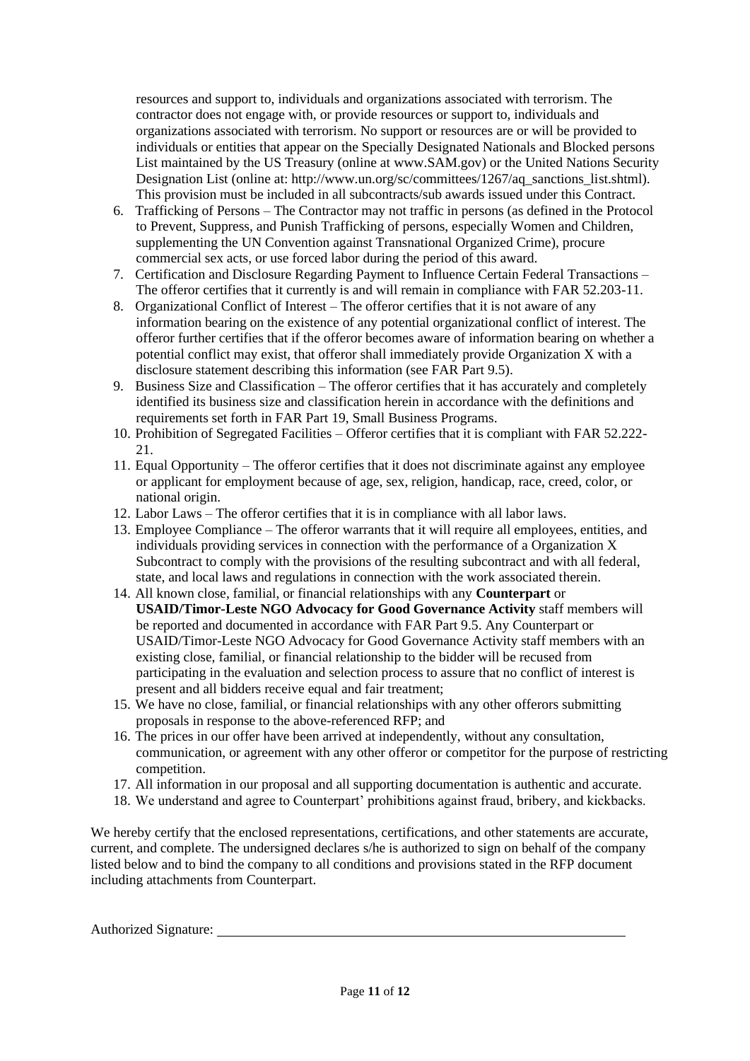resources and support to, individuals and organizations associated with terrorism. The contractor does not engage with, or provide resources or support to, individuals and organizations associated with terrorism. No support or resources are or will be provided to individuals or entities that appear on the Specially Designated Nationals and Blocked persons List maintained by the US Treasury (online at www.SAM.gov) or the United Nations Security Designation List (online at: http://www.un.org/sc/committees/1267/aq_sanctions_list.shtml). This provision must be included in all subcontracts/sub awards issued under this Contract.

6. Trafficking of Persons – The Contractor may not traffic in persons (as defined in the Protocol to Prevent, Suppress, and Punish Trafficking of persons, especially Women and Children, supplementing the UN Convention against Transnational Organized Crime), procure commercial sex acts, or use forced labor during the period of this award.
7. Certification and Disclosure Regarding Payment to Influence Certain Federal Transactions – The offeror certifies that it currently is and will remain in compliance with FAR 52.203-11.
8. Organizational Conflict of Interest – The offeror certifies that it is not aware of any information bearing on the existence of any potential organizational conflict of interest. The offeror further certifies that if the offeror becomes aware of information bearing on whether a potential conflict may exist, that offeror shall immediately provide Organization X with a disclosure statement describing this information (see FAR Part 9.5).
9. Business Size and Classification – The offeror certifies that it has accurately and completely identified its business size and classification herein in accordance with the definitions and requirements set forth in FAR Part 19, Small Business Programs.
10. Prohibition of Segregated Facilities – Offeror certifies that it is compliant with FAR 52.222-21.
11. Equal Opportunity – The offeror certifies that it does not discriminate against any employee or applicant for employment because of age, sex, religion, handicap, race, creed, color, or national origin.
12. Labor Laws – The offeror certifies that it is in compliance with all labor laws.
13. Employee Compliance – The offeror warrants that it will require all employees, entities, and individuals providing services in connection with the performance of a Organization X Subcontract to comply with the provisions of the resulting subcontract and with all federal, state, and local laws and regulations in connection with the work associated therein.
14. All known close, familial, or financial relationships with any **Counterpart** or **USAID/Timor-Leste NGO Advocacy for Good Governance Activity** staff members will be reported and documented in accordance with FAR Part 9.5. Any Counterpart or USAID/Timor-Leste NGO Advocacy for Good Governance Activity staff members with an existing close, familial, or financial relationship to the bidder will be recused from participating in the evaluation and selection process to assure that no conflict of interest is present and all bidders receive equal and fair treatment;
15. We have no close, familial, or financial relationships with any other offerors submitting proposals in response to the above-referenced RFP; and
16. The prices in our offer have been arrived at independently, without any consultation, communication, or agreement with any other offeror or competitor for the purpose of restricting competition.
17. All information in our proposal and all supporting documentation is authentic and accurate.
18. We understand and agree to Counterpart' prohibitions against fraud, bribery, and kickbacks.

We hereby certify that the enclosed representations, certifications, and other statements are accurate, current, and complete. The undersigned declares s/he is authorized to sign on behalf of the company listed below and to bind the company to all conditions and provisions stated in the RFP document including attachments from Counterpart.

Authorized Signature: ____________________________________________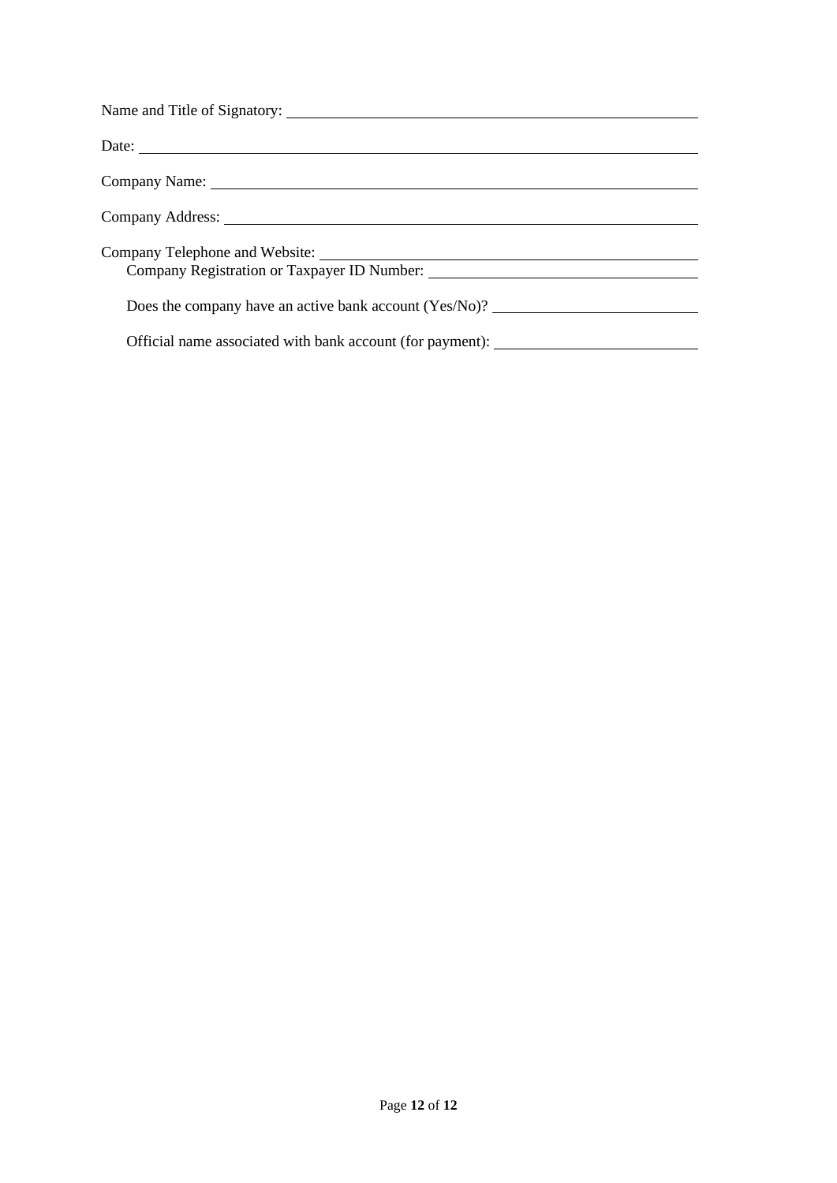Name and Title of Signatory: ______________________________

Date: ______________________________

Company Name: ______________________________

Company Address: ______________________________

Company Telephone and Website: ______________________________

Company Registration or Taxpayer ID Number: ______________________________

Does the company have an active bank account (Yes/No)? ______________________________

Official name associated with bank account (for payment): ______________________________